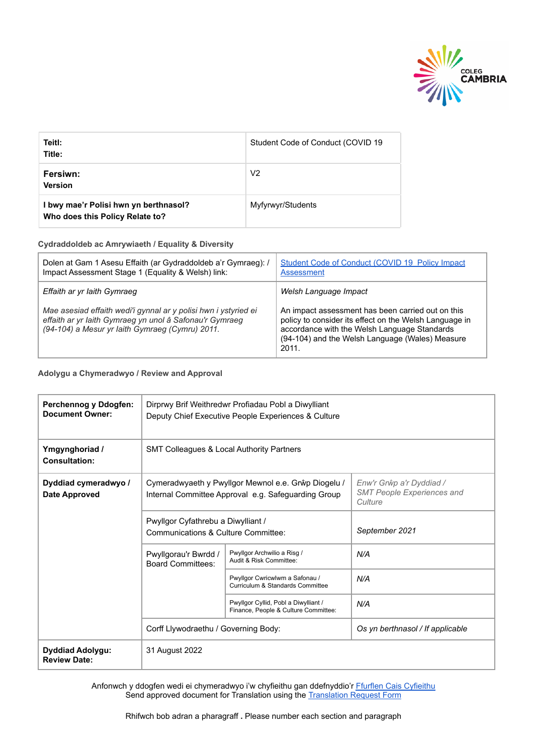| **Teitl:**<br>**Title:** | Student Code of Conduct (COVID 19 |
|---|---|
| **Fersiwn:**<br>**Version** | V2 |
| **I bwy mae'r Polisi hwn yn berthnasol?**<br>**Who does this Policy Relate to?** | Myfyrwyr/Students |

**Cydraddoldeb ac Amrywiaeth / Equality & Diversity**

| Dolen at Gam 1 Asesu Effaith (ar Gydraddoldeb a'r Gymraeg): / Impact Assessment Stage 1 (Equality & Welsh) link: | [Student Code of Conduct (COVID 19 Policy Impact Assessment](#) |
|---|---|
| *Effaith ar yr Iaith Gymraeg*<br><br>*Mae asesiad effaith wedi'i gynnal ar y polisi hwn i ystyried ei effaith ar yr Iaith Gymraeg yn unol â Safonau'r Gymraeg (94-104) a Mesur yr Iaith Gymraeg (Cymru) 2011.* | *Welsh Language Impact*<br><br>An impact assessment has been carried out on this policy to consider its effect on the Welsh Language in accordance with the Welsh Language Standards (94-104) and the Welsh Language (Wales) Measure 2011. |

**Adolygu a Chymeradwyo / Review and Approval**

| | | | |
|---|---|---|---|
| **Perchennog y Ddogfen:**<br>**Document Owner:** | Dirprwy Brif Weithredwr Profiadau Pobl a Diwylliant<br>Deputy Chief Executive People Experiences & Culture | | |
| **Ymgynghoriad / Consultation:** | SMT Colleagues & Local Authority Partners | | |
| **Dyddiad cymeradwyo / Date Approved** | Cymeradwyaeth y Pwyllgor Mewnol e.e. Grŵp Diogelu / Internal Committee Approval e.g. Safeguarding Group | | *Enw'r Grŵp a'r Dyddiad / SMT People Experiences and Culture* |
| | Pwyllgor Cyfathrebu a Diwylliant / Communications & Culture Committee: | | *September 2021* |
| | Pwyllgorau'r Bwrdd / Board Committees: | Pwyllgor Archwilio a Risg / Audit & Risk Committee: | *N/A* |
| | | Pwyllgor Cwricwlwm a Safonau / Curriculum & Standards Committee | *N/A* |
| | | Pwyllgor Cyllid, Pobl a Diwylliant / Finance, People & Culture Committee: | *N/A* |
| | Corff Llywodraethu / Governing Body: | | *Os yn berthnasol / If applicable* |
| **Dyddiad Adolygu: Review Date:** | 31 August 2022 | | |

Anfonwch y ddogfen wedi ei chymeradwyo i'w chyfieithu gan ddefnyddio'r [Ffurflen Cais Cyfieithu](#)
Send approved document for Translation using the [Translation Request Form](#)

Rhifwch bob adran a pharagraff . Please number each section and paragraph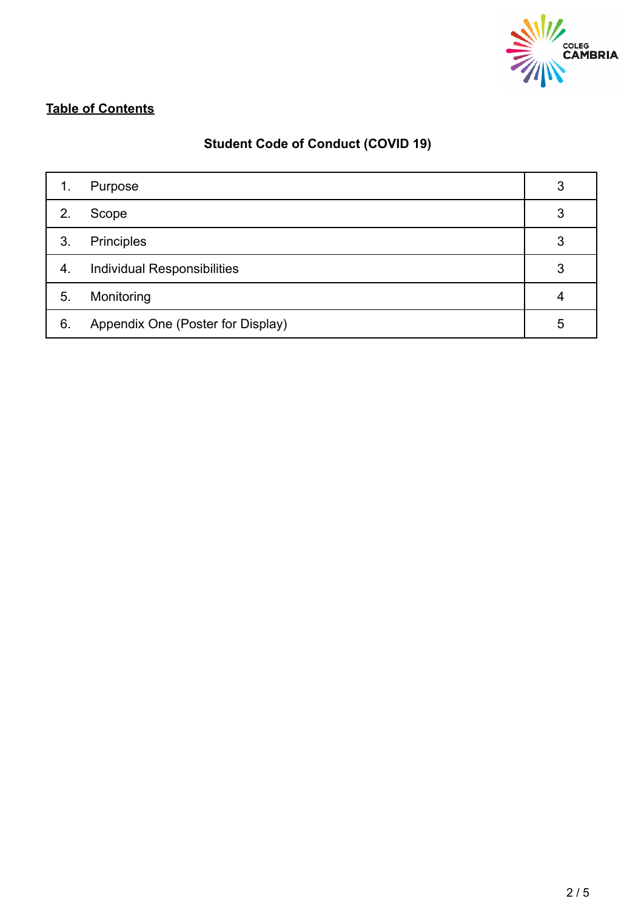**Table of Contents**

**Student Code of Conduct (COVID 19)**

| | | |
|---|---|---|
| 1. | Purpose | 3 |
| 2. | Scope | 3 |
| 3. | Principles | 3 |
| 4. | Individual Responsibilities | 3 |
| 5. | Monitoring | 4 |
| 6. | Appendix One (Poster for Display) | 5 |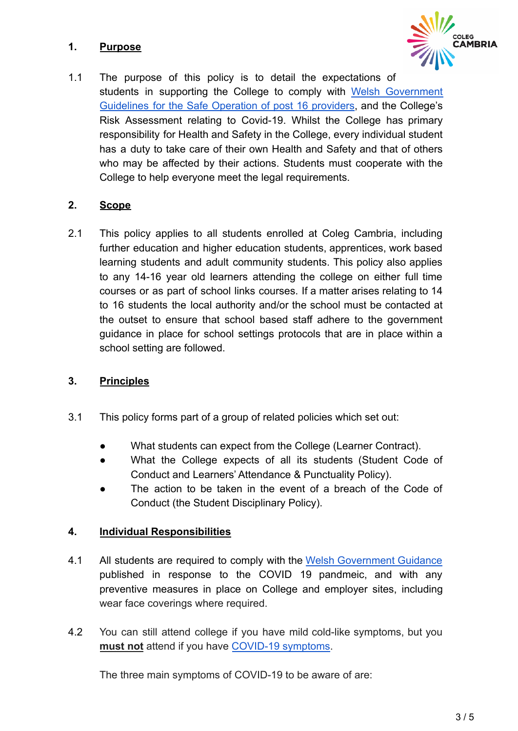## 1. Purpose

1.1 The purpose of this policy is to detail the expectations of students in supporting the College to comply with [Welsh Government Guidelines for the Safe Operation of post 16 providers](), and the College's Risk Assessment relating to Covid-19. Whilst the College has primary responsibility for Health and Safety in the College, every individual student has a duty to take care of their own Health and Safety and that of others who may be affected by their actions. Students must cooperate with the College to help everyone meet the legal requirements.

## 2. Scope

2.1 This policy applies to all students enrolled at Coleg Cambria, including further education and higher education students, apprentices, work based learning students and adult community students. This policy also applies to any 14-16 year old learners attending the college on either full time courses or as part of school links courses. If a matter arises relating to 14 to 16 students the local authority and/or the school must be contacted at the outset to ensure that school based staff adhere to the government guidance in place for school settings protocols that are in place within a school setting are followed.

## 3. Principles

3.1 This policy forms part of a group of related policies which set out:

- What students can expect from the College (Learner Contract).
- What the College expects of all its students (Student Code of Conduct and Learners' Attendance & Punctuality Policy).
- The action to be taken in the event of a breach of the Code of Conduct (the Student Disciplinary Policy).

## 4. Individual Responsibilities

4.1 All students are required to comply with the [Welsh Government Guidance]() published in response to the COVID 19 pandmeic, and with any preventive measures in place on College and employer sites, including wear face coverings where required.

4.2 You can still attend college if you have mild cold-like symptoms, but you **must not** attend if you have [COVID-19 symptoms]().

The three main symptoms of COVID-19 to be aware of are: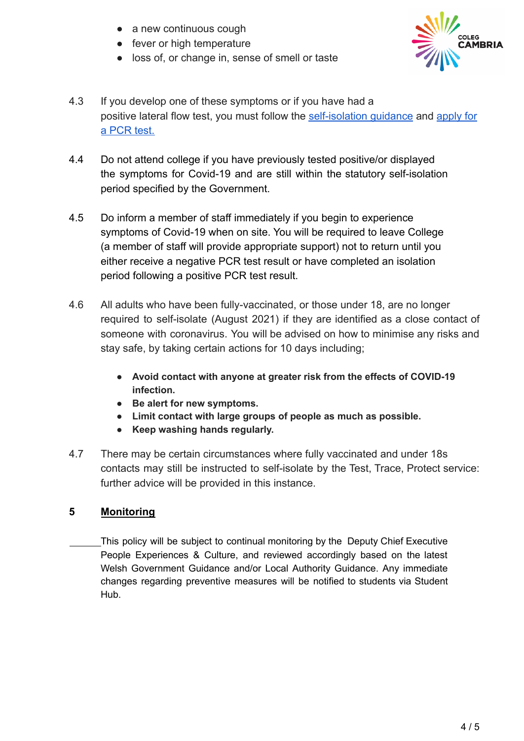- a new continuous cough
- fever or high temperature
- loss of, or change in, sense of smell or taste

4.3 If you develop one of these symptoms or if you have had a positive lateral flow test, you must follow the [self-isolation guidance]() and [apply for a PCR test.]()

4.4 Do not attend college if you have previously tested positive/or displayed the symptoms for Covid-19 and are still within the statutory self-isolation period specified by the Government.

4.5 Do inform a member of staff immediately if you begin to experience symptoms of Covid-19 when on site. You will be required to leave College (a member of staff will provide appropriate support) not to return until you either receive a negative PCR test result or have completed an isolation period following a positive PCR test result.

4.6 All adults who have been fully-vaccinated, or those under 18, are no longer required to self-isolate (August 2021) if they are identified as a close contact of someone with coronavirus. You will be advised on how to minimise any risks and stay safe, by taking certain actions for 10 days including;

- **Avoid contact with anyone at greater risk from the effects of COVID-19 infection.**
- **Be alert for new symptoms.**
- **Limit contact with large groups of people as much as possible.**
- **Keep washing hands regularly.**

4.7 There may be certain circumstances where fully vaccinated and under 18s contacts may still be instructed to self-isolate by the Test, Trace, Protect service: further advice will be provided in this instance.

## 5 Monitoring

This policy will be subject to continual monitoring by the Deputy Chief Executive People Experiences & Culture, and reviewed accordingly based on the latest Welsh Government Guidance and/or Local Authority Guidance. Any immediate changes regarding preventive measures will be notified to students via Student Hub.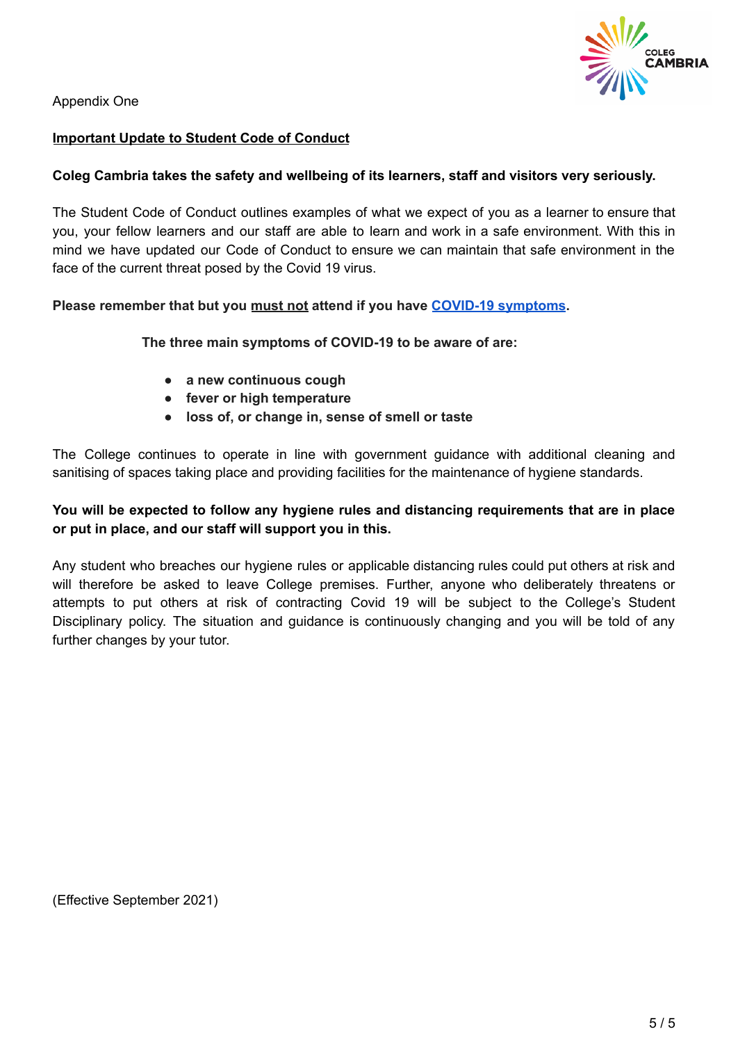Appendix One

**Important Update to Student Code of Conduct**

**Coleg Cambria takes the safety and wellbeing of its learners, staff and visitors very seriously.**

The Student Code of Conduct outlines examples of what we expect of you as a learner to ensure that you, your fellow learners and our staff are able to learn and work in a safe environment. With this in mind we have updated our Code of Conduct to ensure we can maintain that safe environment in the face of the current threat posed by the Covid 19 virus.

**Please remember that but you must not attend if you have COVID-19 symptoms.**

**The three main symptoms of COVID-19 to be aware of are:**

- **a new continuous cough**
- **fever or high temperature**
- **loss of, or change in, sense of smell or taste**

The College continues to operate in line with government guidance with additional cleaning and sanitising of spaces taking place and providing facilities for the maintenance of hygiene standards.

**You will be expected to follow any hygiene rules and distancing requirements that are in place or put in place, and our staff will support you in this.**

Any student who breaches our hygiene rules or applicable distancing rules could put others at risk and will therefore be asked to leave College premises. Further, anyone who deliberately threatens or attempts to put others at risk of contracting Covid 19 will be subject to the College's Student Disciplinary policy. The situation and guidance is continuously changing and you will be told of any further changes by your tutor.

(Effective September 2021)